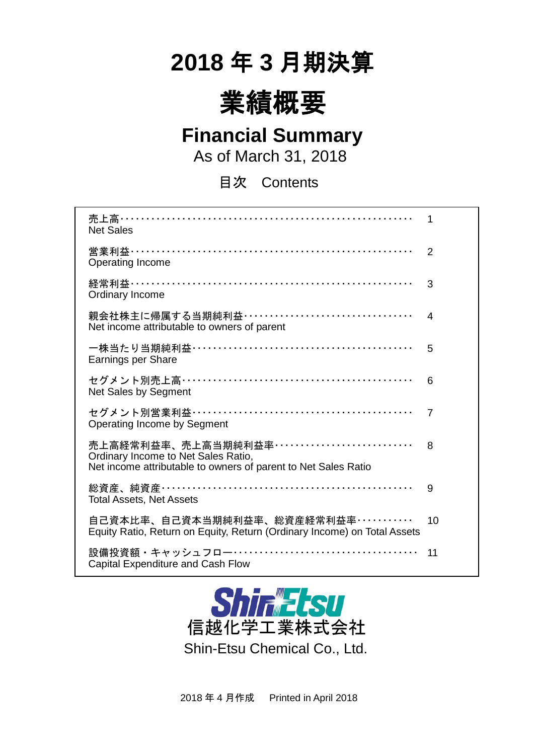# 2018 年 3 月期決算

# 業績概要

## Financial Summary

As of March 31, 2018

目次　Contents

| | |
|---|---|
| 売上高<br>Net Sales | 1 |
| 営業利益<br>Operating Income | 2 |
| 経常利益<br>Ordinary Income | 3 |
| 親会社株主に帰属する当期純利益<br>Net income attributable to owners of parent | 4 |
| 一株当たり当期純利益<br>Earnings per Share | 5 |
| セグメント別売上高<br>Net Sales by Segment | 6 |
| セグメント別営業利益<br>Operating Income by Segment | 7 |
| 売上高経常利益率、売上高当期純利益率<br>Ordinary Income to Net Sales Ratio,<br>Net income attributable to owners of parent to Net Sales Ratio | 8 |
| 総資産、純資産<br>Total Assets, Net Assets | 9 |
| 自己資本比率、自己資本当期純利益率、総資産経常利益率<br>Equity Ratio, Return on Equity, Return (Ordinary Income) on Total Assets | 10 |
| 設備投資額・キャッシュフロー<br>Capital Expenditure and Cash Flow | 11 |

ShinEtsu
信越化学工業株式会社
Shin-Etsu Chemical Co., Ltd.

2018 年 4 月作成　Printed in April 2018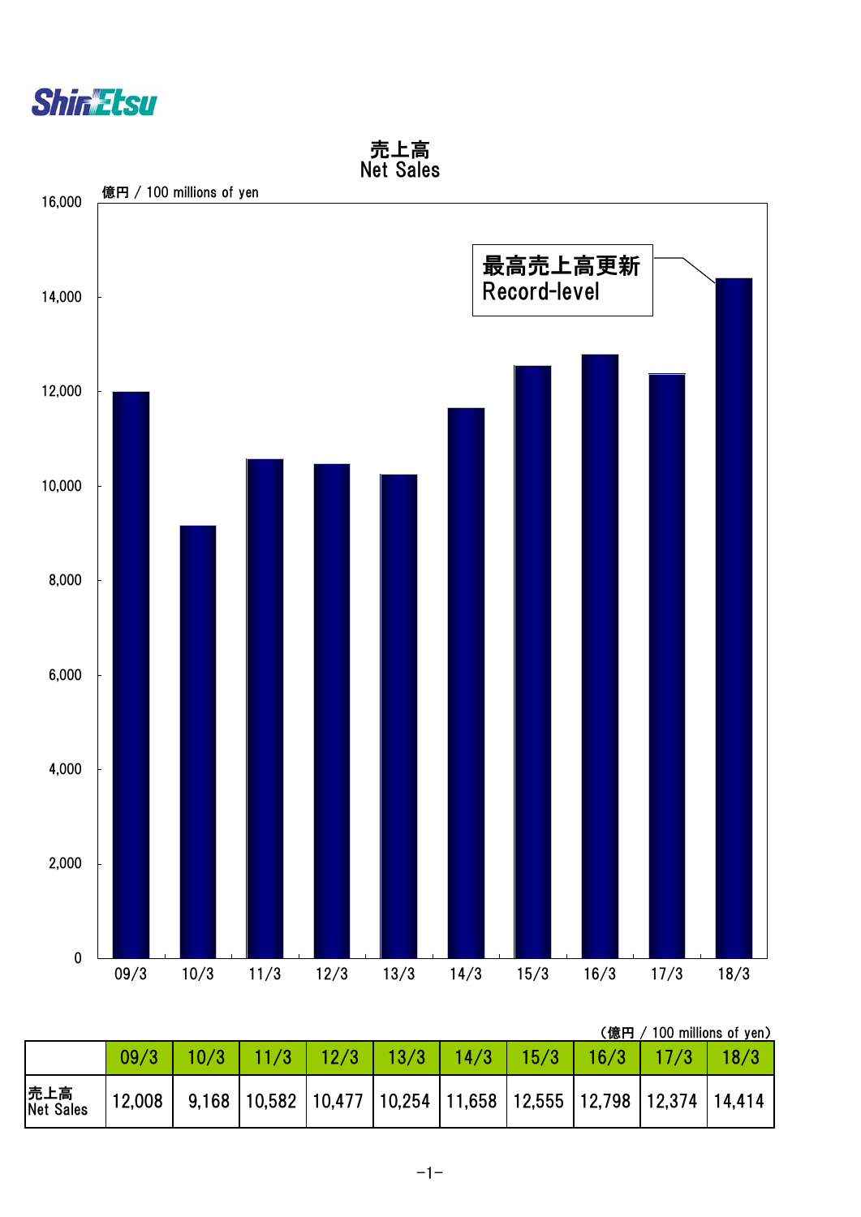ShinEtsu

# 売上高
# Net Sales

億円 / 100 millions of yen

最高売上高更新
Record-level

（億円 / 100 millions of yen）

| | 09/3 | 10/3 | 11/3 | 12/3 | 13/3 | 14/3 | 15/3 | 16/3 | 17/3 | 18/3 |
|---|---|---|---|---|---|---|---|---|---|---|
| 売上高 Net Sales | 12,008 | 9,168 | 10,582 | 10,477 | 10,254 | 11,658 | 12,555 | 12,798 | 12,374 | 14,414 |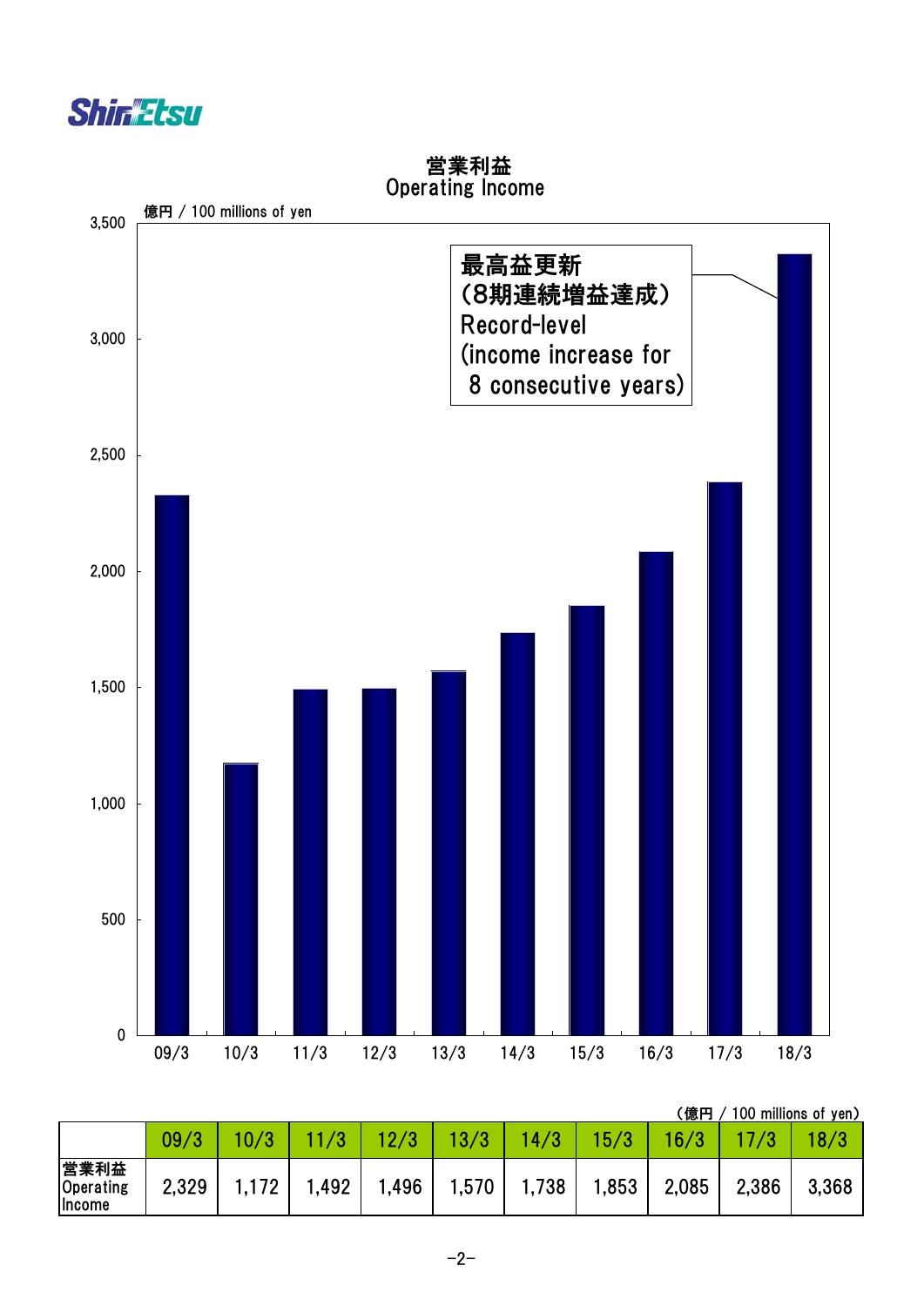# 営業利益
# Operating Income

億円 / 100 millions of yen

最高益更新
（8期連続増益達成）
Record-level
(income increase for
8 consecutive years)

（億円 / 100 millions of yen）

| | 09/3 | 10/3 | 11/3 | 12/3 | 13/3 | 14/3 | 15/3 | 16/3 | 17/3 | 18/3 |
|---|---|---|---|---|---|---|---|---|---|---|
| 営業利益 Operating Income | 2,329 | 1,172 | 1,492 | 1,496 | 1,570 | 1,738 | 1,853 | 2,085 | 2,386 | 3,368 |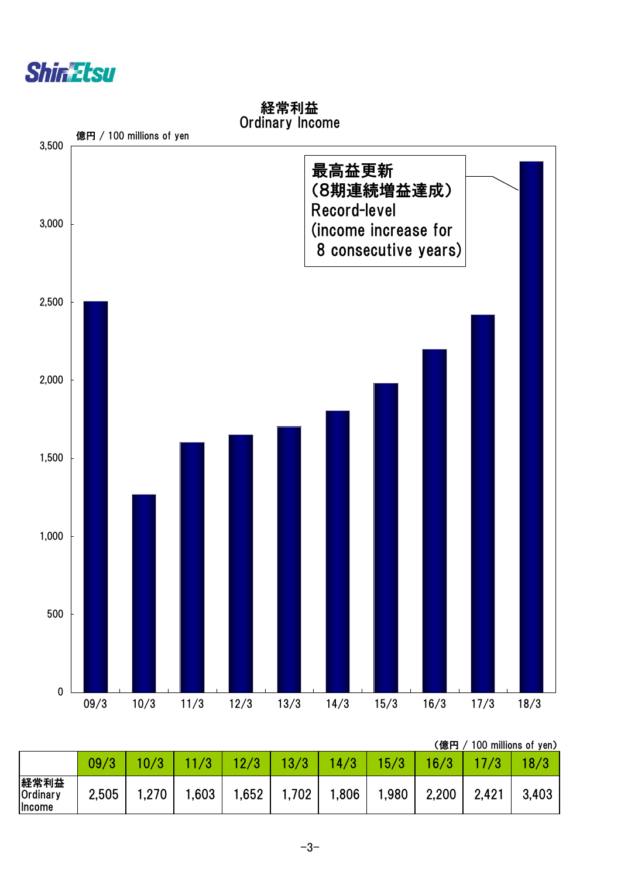# 経常利益
## Ordinary Income

億円 / 100 millions of yen

最高益更新
(8期連続増益達成)
Record-level
(income increase for 8 consecutive years)

(億円 / 100 millions of yen)

| | 09/3 | 10/3 | 11/3 | 12/3 | 13/3 | 14/3 | 15/3 | 16/3 | 17/3 | 18/3 |
|---|---|---|---|---|---|---|---|---|---|---|
| 経常利益 Ordinary Income | 2,505 | 1,270 | 1,603 | 1,652 | 1,702 | 1,806 | 1,980 | 2,200 | 2,421 | 3,403 |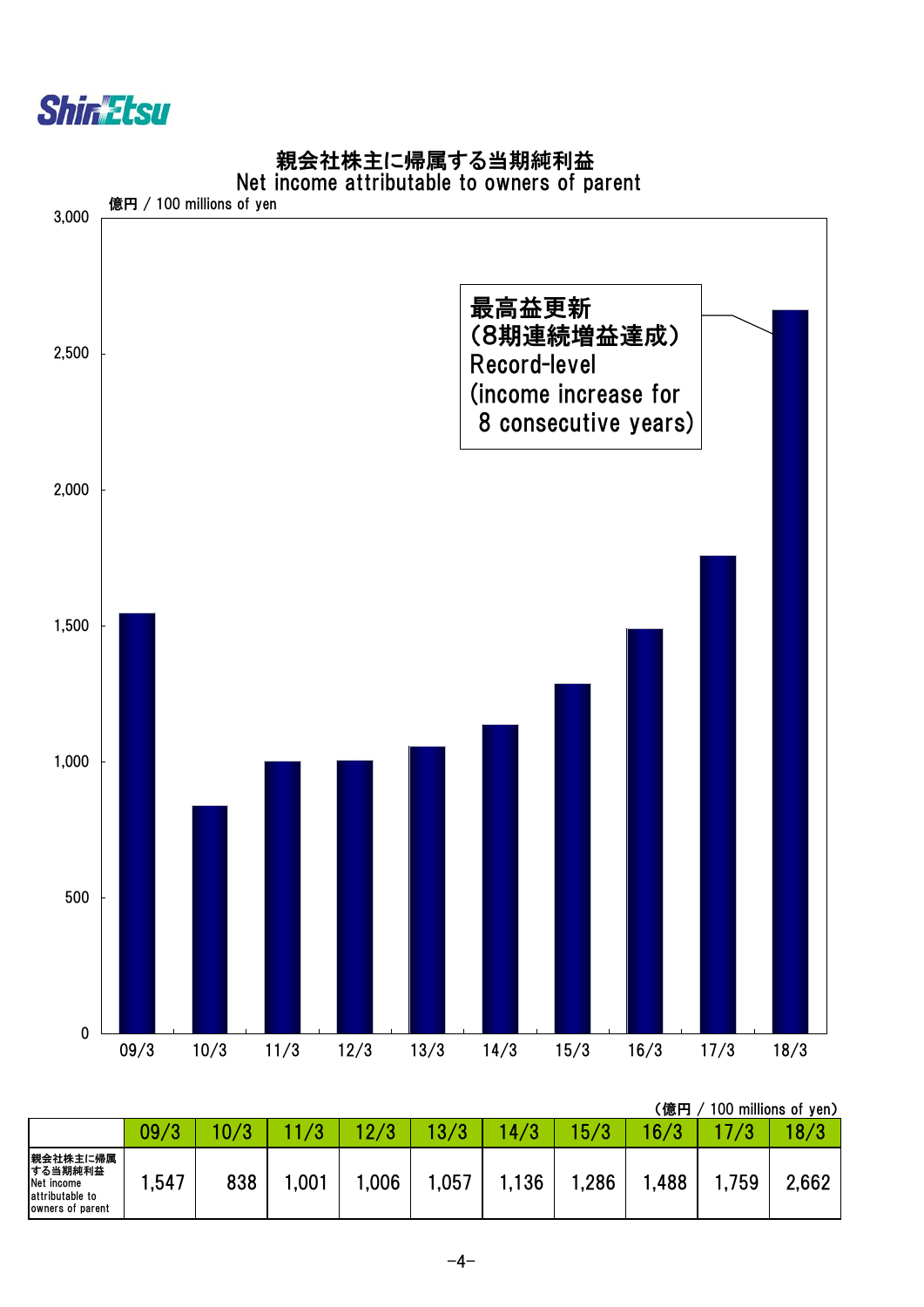## 親会社株主に帰属する当期純利益
## Net income attributable to owners of parent

億円 / 100 millions of yen

最高益更新
(8期連続増益達成)
Record-level
(income increase for
8 consecutive years)

(億円 / 100 millions of yen)

| | 09/3 | 10/3 | 11/3 | 12/3 | 13/3 | 14/3 | 15/3 | 16/3 | 17/3 | 18/3 |
|---|---|---|---|---|---|---|---|---|---|---|
| 親会社株主に帰属する当期純利益 Net income attributable to owners of parent | 1,547 | 838 | 1,001 | 1,006 | 1,057 | 1,136 | 1,286 | 1,488 | 1,759 | 2,662 |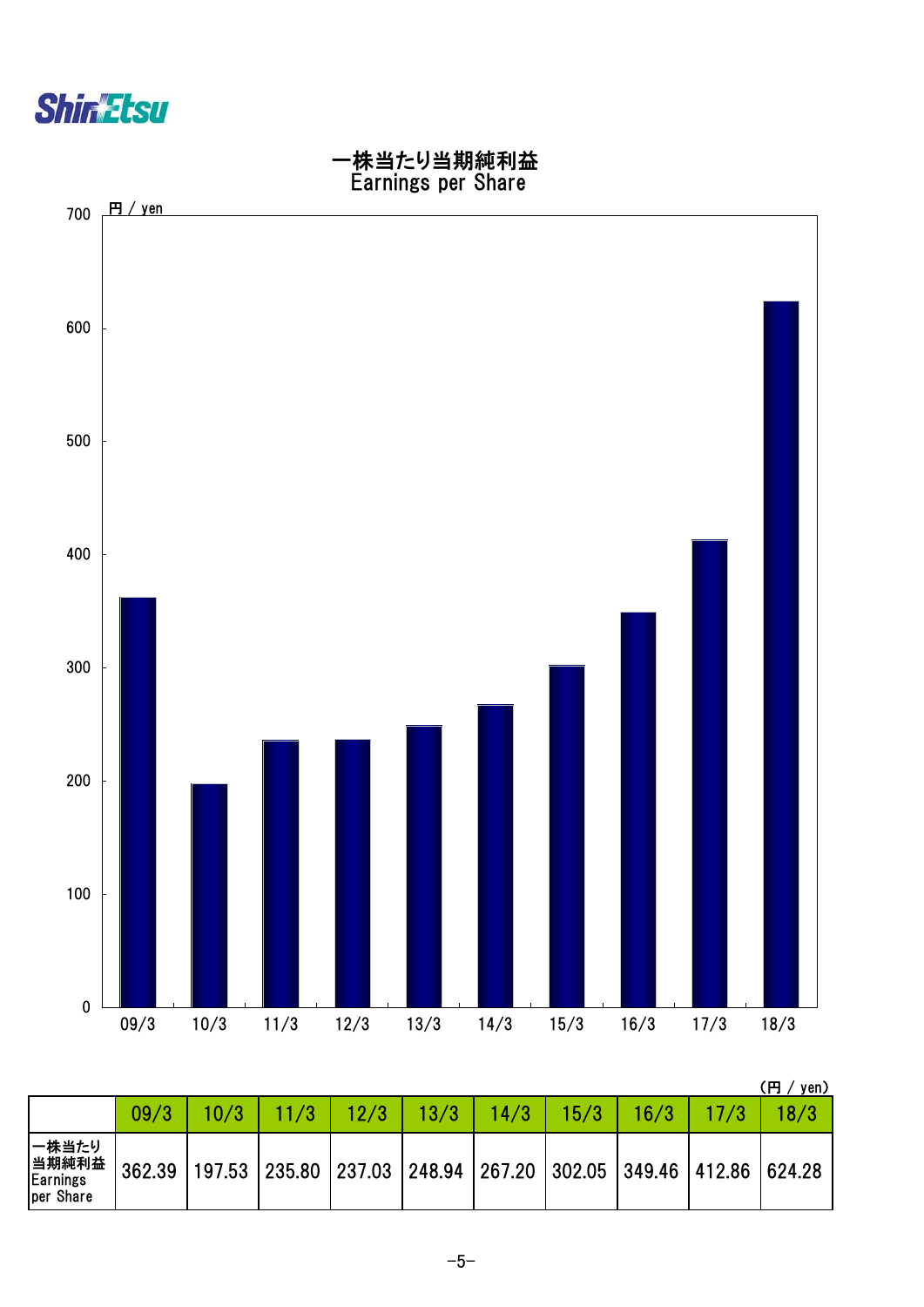# 一株当たり当期純利益
## Earnings per Share

(円 / yen)

| | 09/3 | 10/3 | 11/3 | 12/3 | 13/3 | 14/3 | 15/3 | 16/3 | 17/3 | 18/3 |
|---|---|---|---|---|---|---|---|---|---|---|
| 一株当たり当期純利益 Earnings per Share | 362.39 | 197.53 | 235.80 | 237.03 | 248.94 | 267.20 | 302.05 | 349.46 | 412.86 | 624.28 |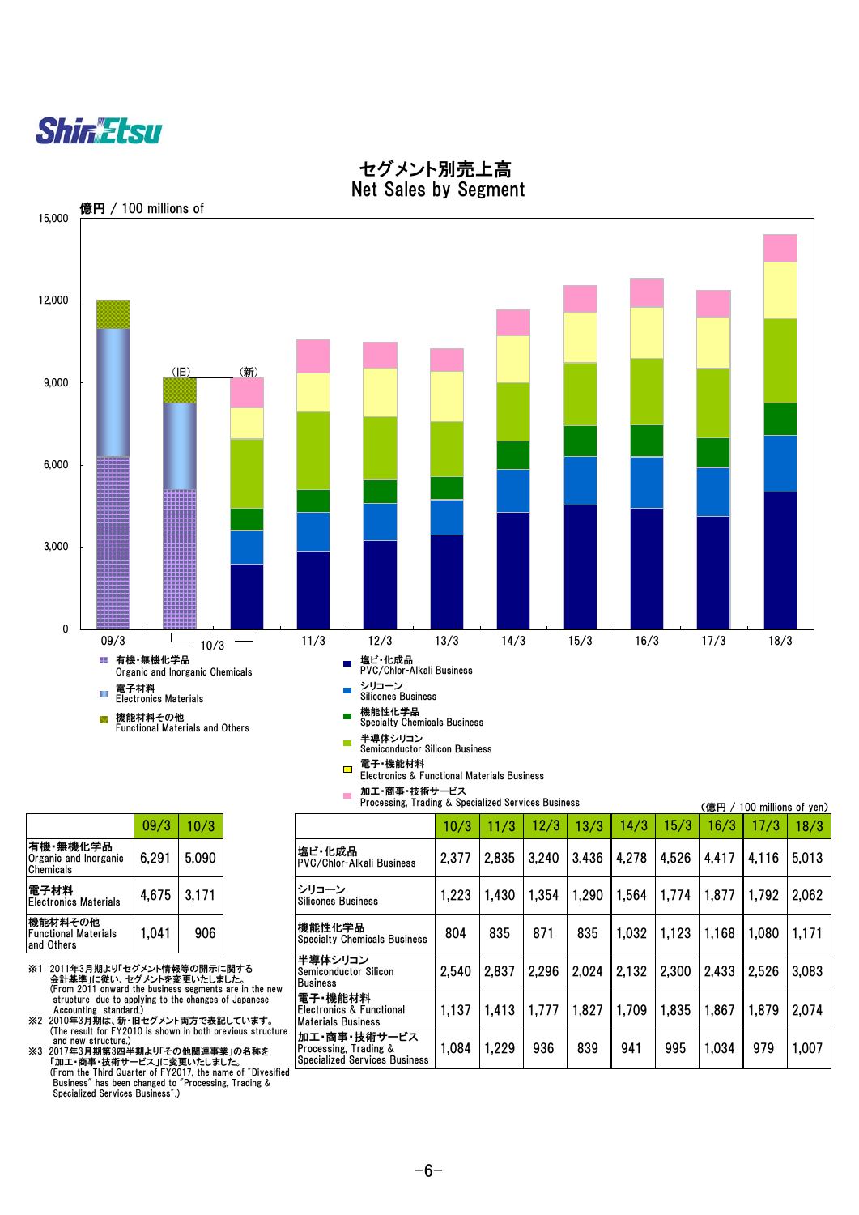# セグメント別売上高
# Net Sales by Segment

億円 / 100 millions of

15,000 / 12,000 / 9,000 / 6,000 / 3,000 / 0

09/3 | 10/3 (旧) (新) | 11/3 | 12/3 | 13/3 | 14/3 | 15/3 | 16/3 | 17/3 | 18/3

- 有機・無機化学品 Organic and Inorganic Chemicals
- 電子材料 Electronics Materials
- 機能材料その他 Functional Materials and Others
- 塩ビ・化成品 PVC/Chlor-Alkali Business
- シリコーン Silicones Business
- 機能性化学品 Specialty Chemicals Business
- 半導体シリコン Semiconductor Silicon Business
- 電子・機能材料 Electronics & Functional Materials Business
- 加工・商事・技術サービス Processing, Trading & Specialized Services Business

| | 09/3 | 10/3 |
|---|---|---|
| 有機・無機化学品 Organic and Inorganic Chemicals | 6,291 | 5,090 |
| 電子材料 Electronics Materials | 4,675 | 3,171 |
| 機能材料その他 Functional Materials and Others | 1,041 | 906 |

※1 2011年3月期より「セグメント情報等の開示に関する会計基準」に従い、セグメントを変更いたしました。
(From 2011 onward the business segments are in the new structure due to applying to the changes of Japanese Accounting standard.)
※2 2010年3月期は、新・旧セグメント両方で表記しています。
(The result for FY2010 is shown in both previous structure and new structure.)
※3 2017年3月期第3四半期より「その他関連事業」の名称を「加工・商事・技術サービス」に変更いたしました。
(From the Third Quarter of FY2017, the name of "Divesified Business" has been changed to "Processing, Trading & Specialized Services Business".)

(億円 / 100 millions of yen)

| | 10/3 | 11/3 | 12/3 | 13/3 | 14/3 | 15/3 | 16/3 | 17/3 | 18/3 |
|---|---|---|---|---|---|---|---|---|---|
| 塩ビ・化成品 PVC/Chlor-Alkali Business | 2,377 | 2,835 | 3,240 | 3,436 | 4,278 | 4,526 | 4,417 | 4,116 | 5,013 |
| シリコーン Silicones Business | 1,223 | 1,430 | 1,354 | 1,290 | 1,564 | 1,774 | 1,877 | 1,792 | 2,062 |
| 機能性化学品 Specialty Chemicals Business | 804 | 835 | 871 | 835 | 1,032 | 1,123 | 1,168 | 1,080 | 1,171 |
| 半導体シリコン Semiconductor Silicon Business | 2,540 | 2,837 | 2,296 | 2,024 | 2,132 | 2,300 | 2,433 | 2,526 | 3,083 |
| 電子・機能材料 Electronics & Functional Materials Business | 1,137 | 1,413 | 1,777 | 1,827 | 1,709 | 1,835 | 1,867 | 1,879 | 2,074 |
| 加工・商事・技術サービス Processing, Trading & Specialized Services Business | 1,084 | 1,229 | 936 | 839 | 941 | 995 | 1,034 | 979 | 1,007 |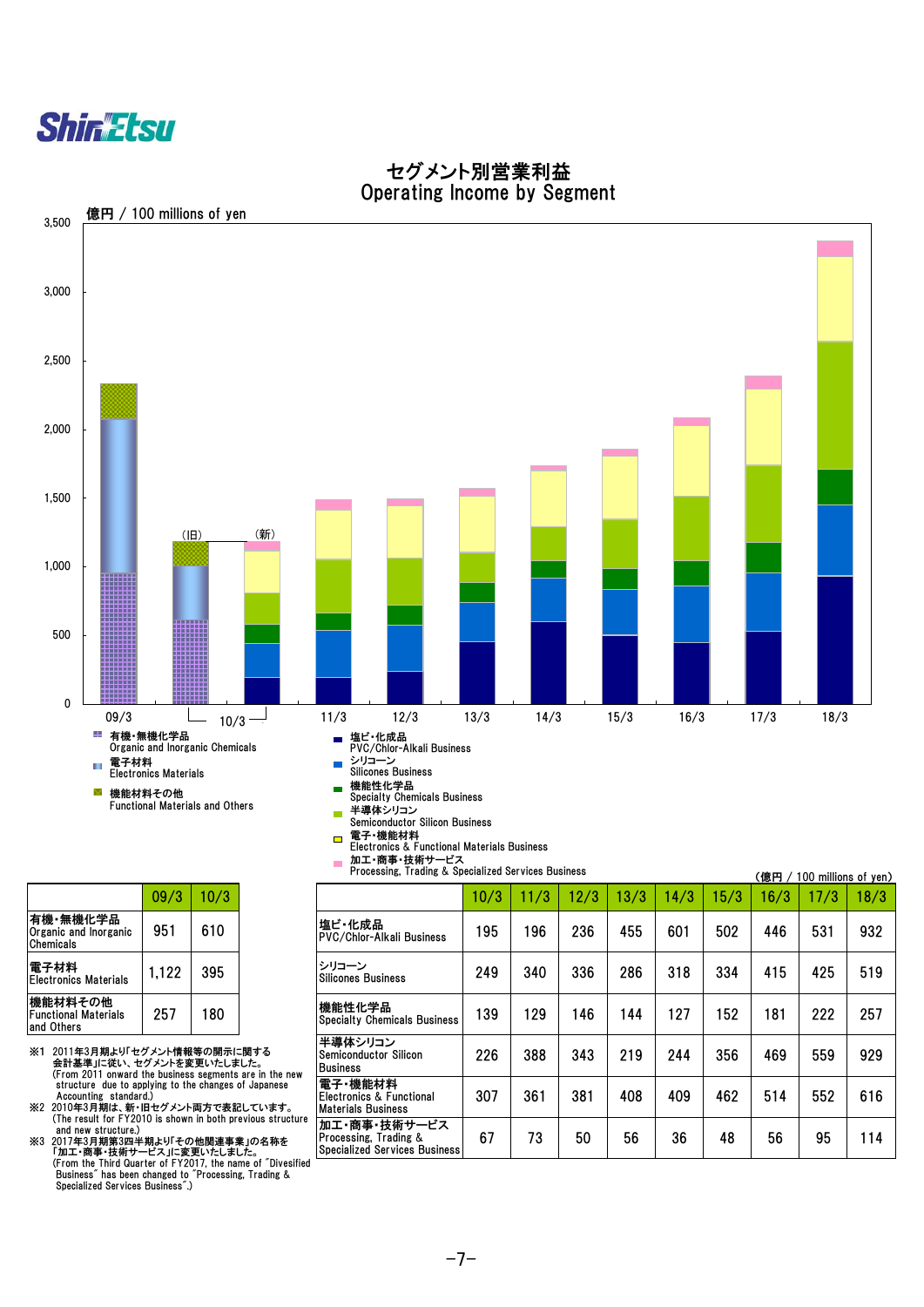Shin-Etsu

# セグメント別営業利益
# Operating Income by Segment

億円 / 100 millions of yen

3,500
3,000
2,500
2,000
1,500
1,000
500
0

(旧) (新)

09/3 10/3 11/3 12/3 13/3 14/3 15/3 16/3 17/3 18/3

- 有機・無機化学品 Organic and Inorganic Chemicals
- 電子材料 Electronics Materials
- 機能材料その他 Functional Materials and Others

- 塩ビ・化成品 PVC/Chlor-Alkali Business
- シリコーン Silicones Business
- 機能性化学品 Specialty Chemicals Business
- 半導体シリコン Semiconductor Silicon Business
- 電子・機能材料 Electronics & Functional Materials Business
- 加工・商事・技術サービス Processing, Trading & Specialized Services Business

| | 09/3 | 10/3 |
|---|---|---|
| 有機・無機化学品 Organic and Inorganic Chemicals | 951 | 610 |
| 電子材料 Electronics Materials | 1,122 | 395 |
| 機能材料その他 Functional Materials and Others | 257 | 180 |

※1 2011年3月期より「セグメント情報等の開示に関する会計基準」に従い、セグメントを変更いたしました。
(From 2011 onward the business segments are in the new structure due to applying to the changes of Japanese Accounting standard.)

※2 2010年3月期は、新・旧セグメント両方で表記しています。
(The result for FY2010 is shown in both previous structure and new structure.)

※3 2017年3月期第3四半期より「その他関連事業」の名称を「加工・商事・技術サービス」に変更いたしました。
(From the Third Quarter of FY2017, the name of "Divesified Business" has been changed to "Processing, Trading & Specialized Services Business".)

(億円 / 100 millions of yen)

| | 10/3 | 11/3 | 12/3 | 13/3 | 14/3 | 15/3 | 16/3 | 17/3 | 18/3 |
|---|---|---|---|---|---|---|---|---|---|
| 塩ビ・化成品 PVC/Chlor-Alkali Business | 195 | 196 | 236 | 455 | 601 | 502 | 446 | 531 | 932 |
| シリコーン Silicones Business | 249 | 340 | 336 | 286 | 318 | 334 | 415 | 425 | 519 |
| 機能性化学品 Specialty Chemicals Business | 139 | 129 | 146 | 144 | 127 | 152 | 181 | 222 | 257 |
| 半導体シリコン Semiconductor Silicon Business | 226 | 388 | 343 | 219 | 244 | 356 | 469 | 559 | 929 |
| 電子・機能材料 Electronics & Functional Materials Business | 307 | 361 | 381 | 408 | 409 | 462 | 514 | 552 | 616 |
| 加工・商事・技術サービス Processing, Trading & Specialized Services Business | 67 | 73 | 50 | 56 | 36 | 48 | 56 | 95 | 114 |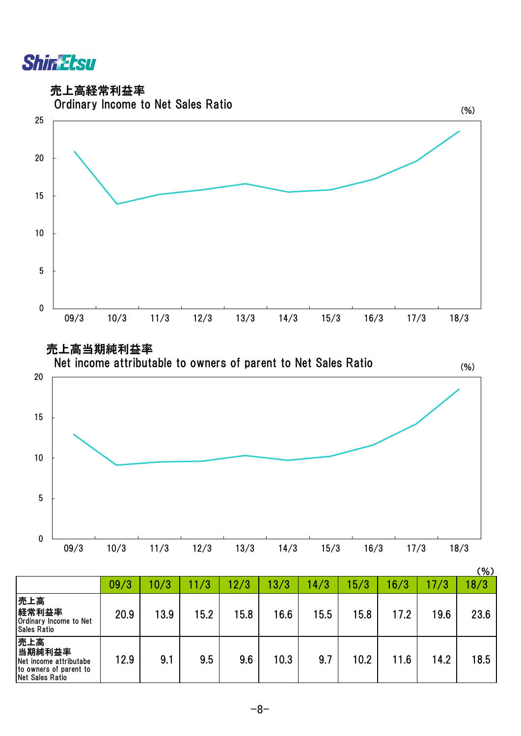## 売上高経常利益率
Ordinary Income to Net Sales Ratio

(%)

## 売上高当期純利益率
Net income attributable to owners of parent to Net Sales Ratio

(%)

(%)

| | 09/3 | 10/3 | 11/3 | 12/3 | 13/3 | 14/3 | 15/3 | 16/3 | 17/3 | 18/3 |
|---|---|---|---|---|---|---|---|---|---|---|
| 売上高経常利益率 Ordinary Income to Net Sales Ratio | 20.9 | 13.9 | 15.2 | 15.8 | 16.6 | 15.5 | 15.8 | 17.2 | 19.6 | 23.6 |
| 売上高当期純利益率 Net income attributabe to owners of parent to Net Sales Ratio | 12.9 | 9.1 | 9.5 | 9.6 | 10.3 | 9.7 | 10.2 | 11.6 | 14.2 | 18.5 |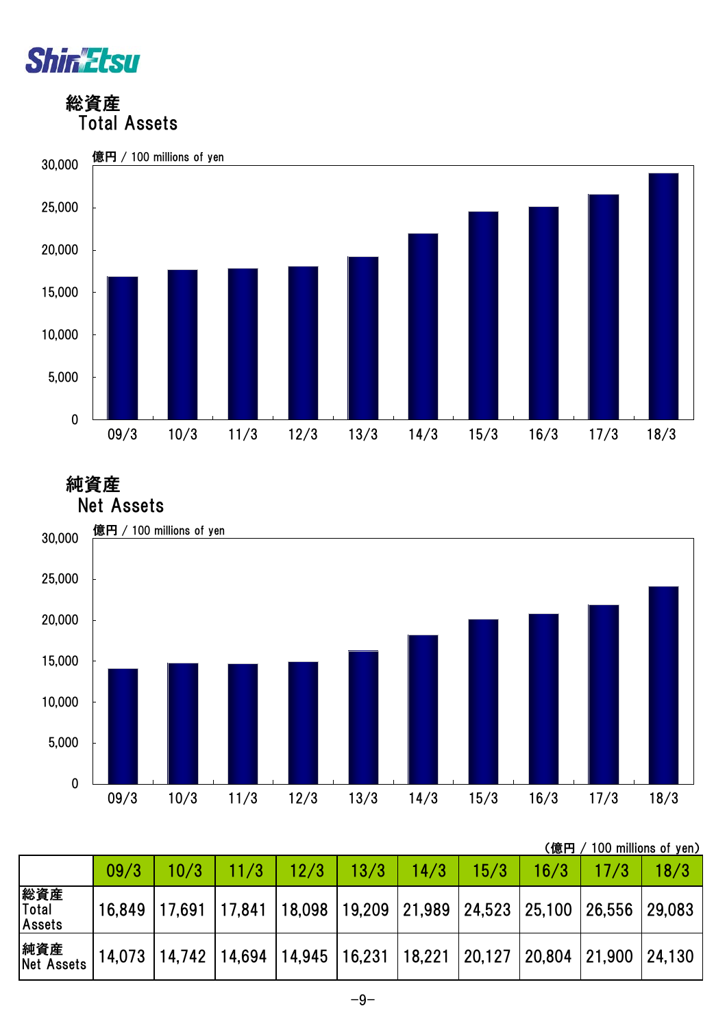**Shin-Etsu**

## 総資産
## Total Assets

億円 / 100 millions of yen

## 純資産
## Net Assets

億円 / 100 millions of yen

（億円 / 100 millions of yen）

| | 09/3 | 10/3 | 11/3 | 12/3 | 13/3 | 14/3 | 15/3 | 16/3 | 17/3 | 18/3 |
|---|---|---|---|---|---|---|---|---|---|---|
| 総資産 Total Assets | 16,849 | 17,691 | 17,841 | 18,098 | 19,209 | 21,989 | 24,523 | 25,100 | 26,556 | 29,083 |
| 純資産 Net Assets | 14,073 | 14,742 | 14,694 | 14,945 | 16,231 | 18,221 | 20,127 | 20,804 | 21,900 | 24,130 |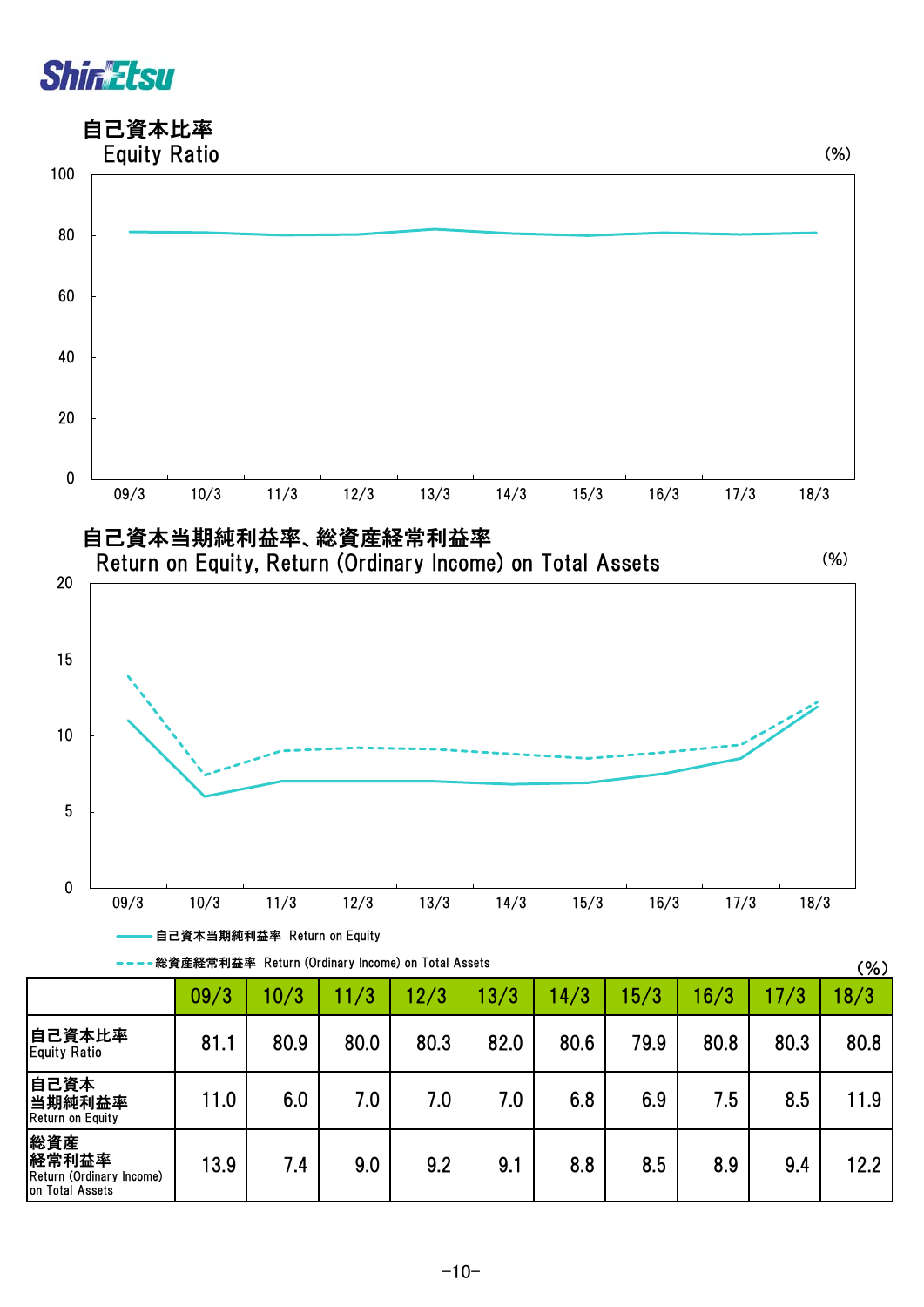# 自己資本比率
## Equity Ratio

(%)

## 自己資本当期純利益率、総資産経常利益率
## Return on Equity, Return (Ordinary Income) on Total Assets

(%)

自己資本当期純利益率 Return on Equity

総資産経常利益率 Return (Ordinary Income) on Total Assets

(%)

| | 09/3 | 10/3 | 11/3 | 12/3 | 13/3 | 14/3 | 15/3 | 16/3 | 17/3 | 18/3 |
|---|---|---|---|---|---|---|---|---|---|---|
| 自己資本比率 Equity Ratio | 81.1 | 80.9 | 80.0 | 80.3 | 82.0 | 80.6 | 79.9 | 80.8 | 80.3 | 80.8 |
| 自己資本当期純利益率 Return on Equity | 11.0 | 6.0 | 7.0 | 7.0 | 7.0 | 6.8 | 6.9 | 7.5 | 8.5 | 11.9 |
| 総資産経常利益率 Return (Ordinary Income) on Total Assets | 13.9 | 7.4 | 9.0 | 9.2 | 9.1 | 8.8 | 8.5 | 8.9 | 9.4 | 12.2 |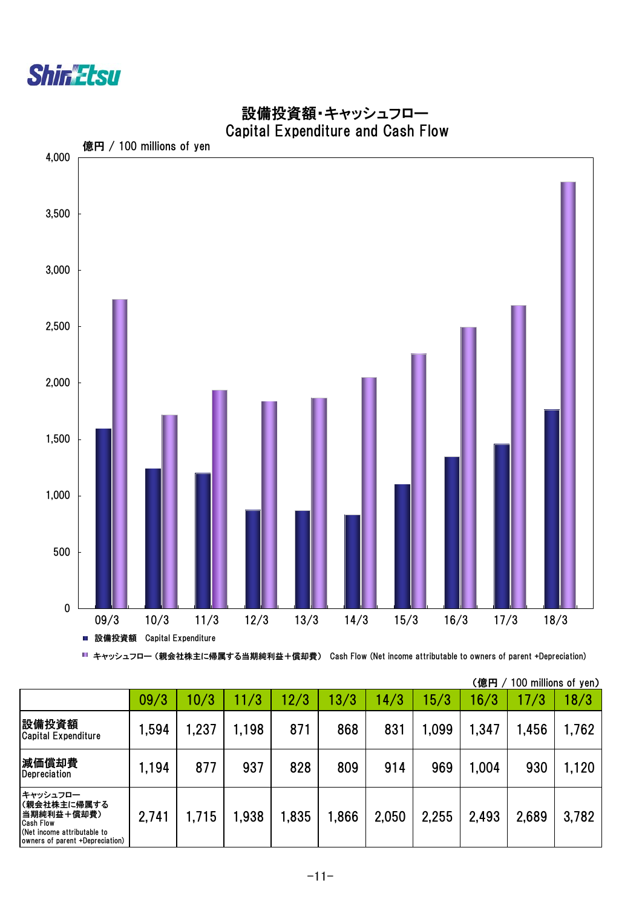Shin-Etsu

# 設備投資額・キャッシュフロー
## Capital Expenditure and Cash Flow

億円 / 100 millions of yen

4,000
3,500
3,000
2,500
2,000
1,500
1,000
500
0

09/3 10/3 11/3 12/3 13/3 14/3 15/3 16/3 17/3 18/3

■ 設備投資額　Capital Expenditure

■ キャッシュフロー（親会社株主に帰属する当期純利益＋償却費）　Cash Flow (Net income attributable to owners of parent +Depreciation)

（億円 / 100 millions of yen）

| | 09/3 | 10/3 | 11/3 | 12/3 | 13/3 | 14/3 | 15/3 | 16/3 | 17/3 | 18/3 |
|---|---|---|---|---|---|---|---|---|---|---|
| 設備投資額 Capital Expenditure | 1,594 | 1,237 | 1,198 | 871 | 868 | 831 | 1,099 | 1,347 | 1,456 | 1,762 |
| 減価償却費 Depreciation | 1,194 | 877 | 937 | 828 | 809 | 914 | 969 | 1,004 | 930 | 1,120 |
| キャッシュフロー（親会社株主に帰属する当期純利益＋償却費） Cash Flow (Net income attributable to owners of parent +Depreciation) | 2,741 | 1,715 | 1,938 | 1,835 | 1,866 | 2,050 | 2,255 | 2,493 | 2,689 | 3,782 |